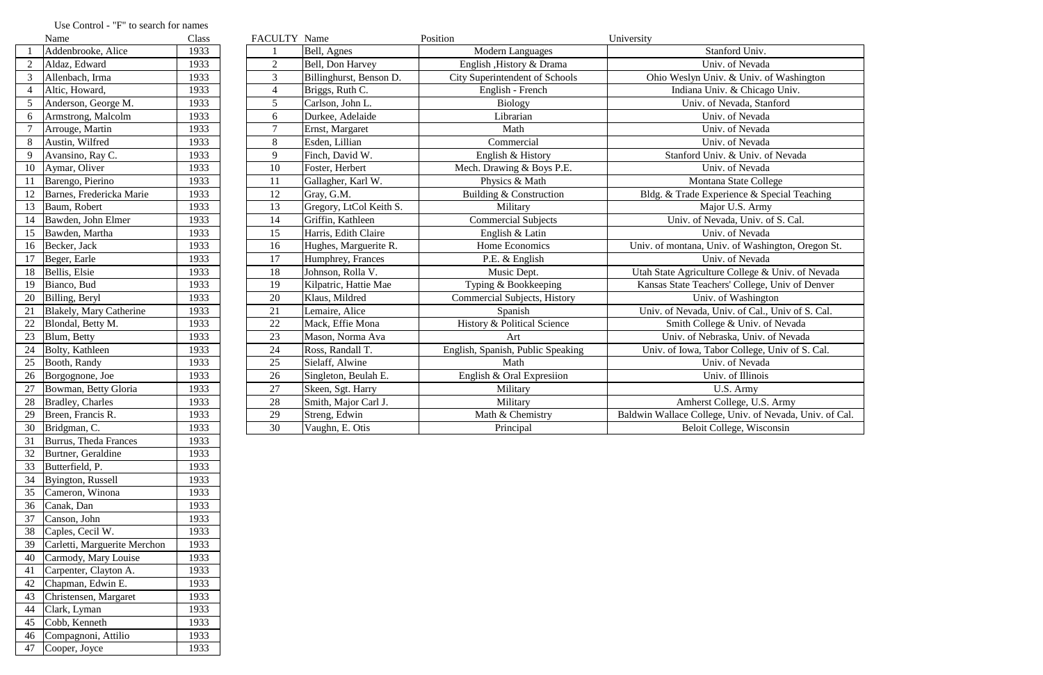Use Control - "F" to search for names

|  | Name | Class |
|---|---|---|
| 1 | Addenbrooke, Alice | 1933 |
| 2 | Aldaz, Edward | 1933 |
| 3 | Allenbach, Irma | 1933 |
| 4 | Altic, Howard, | 1933 |
| 5 | Anderson, George M. | 1933 |
| 6 | Armstrong, Malcolm | 1933 |
| 7 | Arrouge, Martin | 1933 |
| 8 | Austin, Wilfred | 1933 |
| 9 | Avansino, Ray C. | 1933 |
| 10 | Aymar, Oliver | 1933 |
| 11 | Barengo, Pierino | 1933 |
| 12 | Barnes, Fredericka Marie | 1933 |
| 13 | Baum, Robert | 1933 |
| 14 | Bawden, John Elmer | 1933 |
| 15 | Bawden, Martha | 1933 |
| 16 | Becker, Jack | 1933 |
| 17 | Beger, Earle | 1933 |
| 18 | Bellis, Elsie | 1933 |
| 19 | Bianco, Bud | 1933 |
| 20 | Billing, Beryl | 1933 |
| 21 | Blakely, Mary Catherine | 1933 |
| 22 | Blondal, Betty M. | 1933 |
| 23 | Blum, Betty | 1933 |
| 24 | Bolty, Kathleen | 1933 |
| 25 | Booth, Randy | 1933 |
| 26 | Borgognone, Joe | 1933 |
| 27 | Bowman, Betty Gloria | 1933 |
| 28 | Bradley, Charles | 1933 |
| 29 | Breen, Francis R. | 1933 |
| 30 | Bridgman, C. | 1933 |
| 31 | Burrus, Theda Frances | 1933 |
| 32 | Burtner, Geraldine | 1933 |
| 33 | Butterfield, P. | 1933 |
| 34 | Byington, Russell | 1933 |
| 35 | Cameron, Winona | 1933 |
| 36 | Canak, Dan | 1933 |
| 37 | Canson, John | 1933 |
| 38 | Caples, Cecil W. | 1933 |
| 39 | Carletti, Marguerite Merchon | 1933 |
| 40 | Carmody, Mary Louise | 1933 |
| 41 | Carpenter, Clayton A. | 1933 |
| 42 | Chapman, Edwin E. | 1933 |
| 43 | Christensen, Margaret | 1933 |
| 44 | Clark, Lyman | 1933 |
| 45 | Cobb, Kenneth | 1933 |
| 46 | Compagnoni, Attilio | 1933 |
| 47 | Cooper, Joyce | 1933 |

| FACULTY | Name | Position | University |
|---|---|---|---|
| 1 | Bell, Agnes | Modern Languages | Stanford Univ. |
| 2 | Bell, Don Harvey | English ,History & Drama | Univ. of Nevada |
| 3 | Billinghurst, Benson D. | City Superintendent of Schools | Ohio Weslyn Univ. & Univ. of Washington |
| 4 | Briggs, Ruth C. | English - French | Indiana Univ. & Chicago Univ. |
| 5 | Carlson, John L. | Biology | Univ. of Nevada, Stanford |
| 6 | Durkee, Adelaide | Librarian | Univ. of Nevada |
| 7 | Ernst, Margaret | Math | Univ. of Nevada |
| 8 | Esden, Lillian | Commercial | Univ. of Nevada |
| 9 | Finch, David W. | English & History | Stanford Univ. & Univ. of Nevada |
| 10 | Foster, Herbert | Mech. Drawing & Boys P.E. | Univ. of Nevada |
| 11 | Gallagher, Karl W. | Physics & Math | Montana State College |
| 12 | Gray, G.M. | Building & Construction | Bldg. & Trade Experience & Special Teaching |
| 13 | Gregory, LtCol Keith S. | Military | Major U.S. Army |
| 14 | Griffin, Kathleen | Commercial Subjects | Univ. of Nevada, Univ. of S. Cal. |
| 15 | Harris, Edith Claire | English & Latin | Univ. of Nevada |
| 16 | Hughes, Marguerite R. | Home Economics | Univ. of montana, Univ. of Washington, Oregon St. |
| 17 | Humphrey, Frances | P.E. & English | Univ. of Nevada |
| 18 | Johnson, Rolla V. | Music Dept. | Utah State Agriculture College & Univ. of Nevada |
| 19 | Kilpatric, Hattie Mae | Typing & Bookkeeping | Kansas State Teachers' College, Univ of Denver |
| 20 | Klaus, Mildred | Commercial Subjects, History | Univ. of Washington |
| 21 | Lemaire, Alice | Spanish | Univ. of Nevada, Univ. of Cal., Univ of S. Cal. |
| 22 | Mack, Effie Mona | History & Political Science | Smith College & Univ. of Nevada |
| 23 | Mason, Norma Ava | Art | Univ. of Nebraska, Univ. of Nevada |
| 24 | Ross, Randall T. | English, Spanish, Public Speaking | Univ. of Iowa, Tabor College, Univ of S. Cal. |
| 25 | Sielaff, Alwine | Math | Univ. of Nevada |
| 26 | Singleton, Beulah E. | English & Oral Expresiion | Univ. of Illinois |
| 27 | Skeen, Sgt. Harry | Military | U.S. Army |
| 28 | Smith, Major Carl J. | Military | Amherst College, U.S. Army |
| 29 | Streng, Edwin | Math & Chemistry | Baldwin Wallace College, Univ. of Nevada, Univ. of Cal. |
| 30 | Vaughn, E. Otis | Principal | Beloit College, Wisconsin |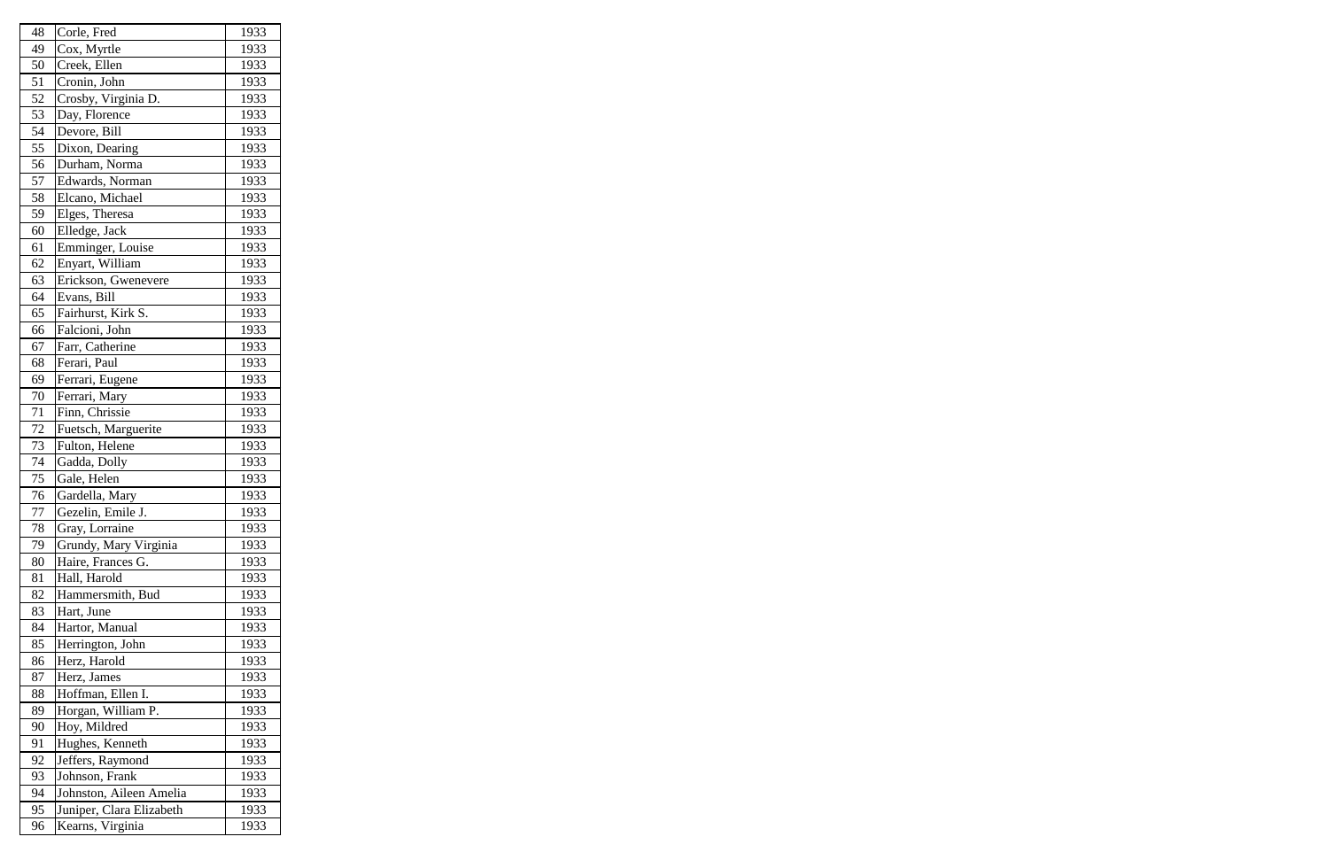| 48 | Corle, Fred | 1933 |
|---|---|---|
| 49 | Cox, Myrtle | 1933 |
| 50 | Creek, Ellen | 1933 |
| 51 | Cronin, John | 1933 |
| 52 | Crosby, Virginia D. | 1933 |
| 53 | Day, Florence | 1933 |
| 54 | Devore, Bill | 1933 |
| 55 | Dixon, Dearing | 1933 |
| 56 | Durham, Norma | 1933 |
| 57 | Edwards, Norman | 1933 |
| 58 | Elcano, Michael | 1933 |
| 59 | Elges, Theresa | 1933 |
| 60 | Elledge, Jack | 1933 |
| 61 | Emminger, Louise | 1933 |
| 62 | Enyart, William | 1933 |
| 63 | Erickson, Gwenevere | 1933 |
| 64 | Evans, Bill | 1933 |
| 65 | Fairhurst, Kirk S. | 1933 |
| 66 | Falcioni, John | 1933 |
| 67 | Farr, Catherine | 1933 |
| 68 | Ferari, Paul | 1933 |
| 69 | Ferrari, Eugene | 1933 |
| 70 | Ferrari, Mary | 1933 |
| 71 | Finn, Chrissie | 1933 |
| 72 | Fuetsch, Marguerite | 1933 |
| 73 | Fulton, Helene | 1933 |
| 74 | Gadda, Dolly | 1933 |
| 75 | Gale, Helen | 1933 |
| 76 | Gardella, Mary | 1933 |
| 77 | Gezelin, Emile J. | 1933 |
| 78 | Gray, Lorraine | 1933 |
| 79 | Grundy, Mary Virginia | 1933 |
| 80 | Haire, Frances G. | 1933 |
| 81 | Hall, Harold | 1933 |
| 82 | Hammersmith, Bud | 1933 |
| 83 | Hart, June | 1933 |
| 84 | Hartor, Manual | 1933 |
| 85 | Herrington, John | 1933 |
| 86 | Herz, Harold | 1933 |
| 87 | Herz, James | 1933 |
| 88 | Hoffman, Ellen I. | 1933 |
| 89 | Horgan, William P. | 1933 |
| 90 | Hoy, Mildred | 1933 |
| 91 | Hughes, Kenneth | 1933 |
| 92 | Jeffers, Raymond | 1933 |
| 93 | Johnson, Frank | 1933 |
| 94 | Johnston, Aileen Amelia | 1933 |
| 95 | Juniper, Clara Elizabeth | 1933 |
| 96 | Kearns, Virginia | 1933 |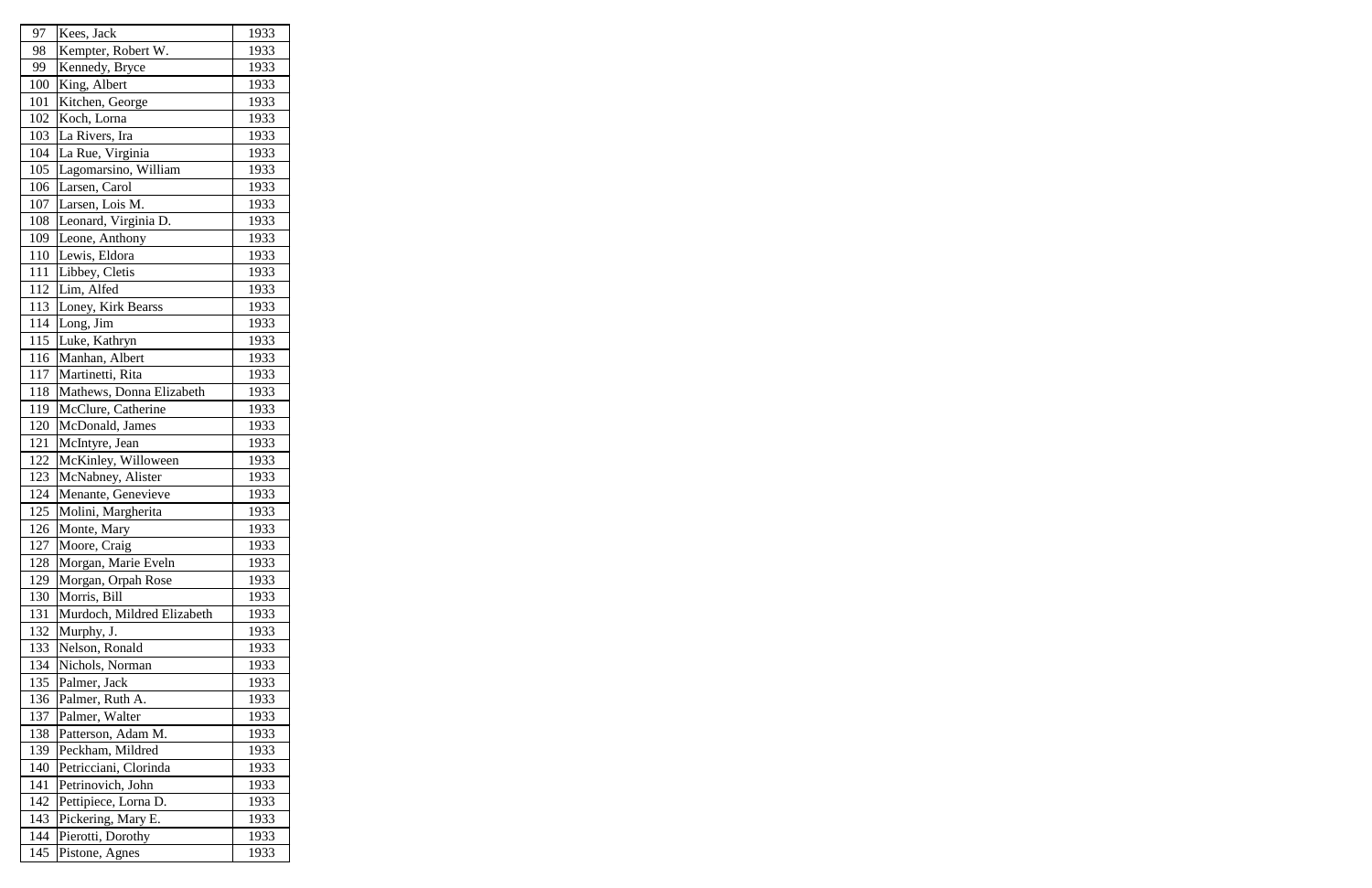| 97 | Kees, Jack | 1933 |
|---|---|---|
| 98 | Kempter, Robert W. | 1933 |
| 99 | Kennedy, Bryce | 1933 |
| 100 | King, Albert | 1933 |
| 101 | Kitchen, George | 1933 |
| 102 | Koch, Lorna | 1933 |
| 103 | La Rivers, Ira | 1933 |
| 104 | La Rue, Virginia | 1933 |
| 105 | Lagomarsino, William | 1933 |
| 106 | Larsen, Carol | 1933 |
| 107 | Larsen, Lois M. | 1933 |
| 108 | Leonard, Virginia D. | 1933 |
| 109 | Leone, Anthony | 1933 |
| 110 | Lewis, Eldora | 1933 |
| 111 | Libbey, Cletis | 1933 |
| 112 | Lim, Alfed | 1933 |
| 113 | Loney, Kirk Bearss | 1933 |
| 114 | Long, Jim | 1933 |
| 115 | Luke, Kathryn | 1933 |
| 116 | Manhan, Albert | 1933 |
| 117 | Martinetti, Rita | 1933 |
| 118 | Mathews, Donna Elizabeth | 1933 |
| 119 | McClure, Catherine | 1933 |
| 120 | McDonald, James | 1933 |
| 121 | McIntyre, Jean | 1933 |
| 122 | McKinley, Willoween | 1933 |
| 123 | McNabney, Alister | 1933 |
| 124 | Menante, Genevieve | 1933 |
| 125 | Molini, Margherita | 1933 |
| 126 | Monte, Mary | 1933 |
| 127 | Moore, Craig | 1933 |
| 128 | Morgan, Marie Eveln | 1933 |
| 129 | Morgan, Orpah Rose | 1933 |
| 130 | Morris, Bill | 1933 |
| 131 | Murdoch, Mildred Elizabeth | 1933 |
| 132 | Murphy, J. | 1933 |
| 133 | Nelson, Ronald | 1933 |
| 134 | Nichols, Norman | 1933 |
| 135 | Palmer, Jack | 1933 |
| 136 | Palmer, Ruth A. | 1933 |
| 137 | Palmer, Walter | 1933 |
| 138 | Patterson, Adam M. | 1933 |
| 139 | Peckham, Mildred | 1933 |
| 140 | Petricciani, Clorinda | 1933 |
| 141 | Petrinovich, John | 1933 |
| 142 | Pettipiece, Lorna D. | 1933 |
| 143 | Pickering, Mary E. | 1933 |
| 144 | Pierotti, Dorothy | 1933 |
| 145 | Pistone, Agnes | 1933 |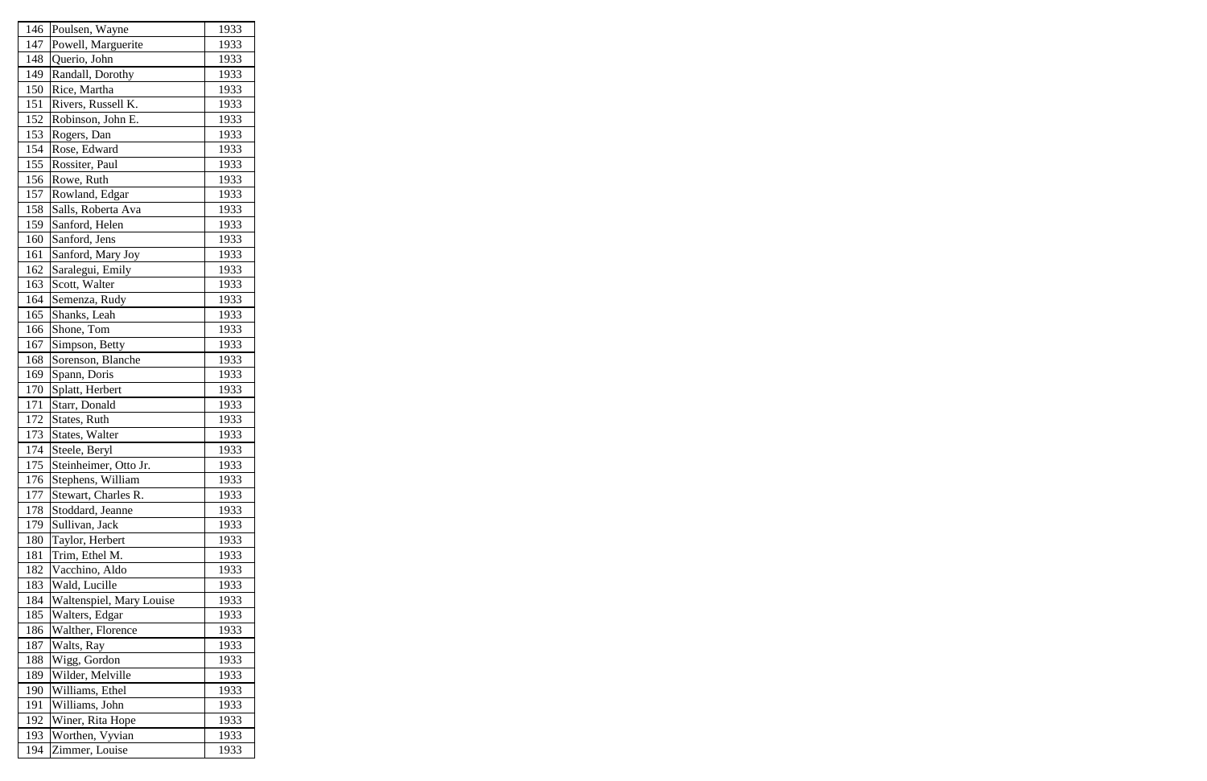| | | |
|---|---|---|
| 146 | Poulsen, Wayne | 1933 |
| 147 | Powell, Marguerite | 1933 |
| 148 | Querio, John | 1933 |
| 149 | Randall, Dorothy | 1933 |
| 150 | Rice, Martha | 1933 |
| 151 | Rivers, Russell K. | 1933 |
| 152 | Robinson, John E. | 1933 |
| 153 | Rogers, Dan | 1933 |
| 154 | Rose, Edward | 1933 |
| 155 | Rossiter, Paul | 1933 |
| 156 | Rowe, Ruth | 1933 |
| 157 | Rowland, Edgar | 1933 |
| 158 | Salls, Roberta Ava | 1933 |
| 159 | Sanford, Helen | 1933 |
| 160 | Sanford, Jens | 1933 |
| 161 | Sanford, Mary Joy | 1933 |
| 162 | Saralegui, Emily | 1933 |
| 163 | Scott, Walter | 1933 |
| 164 | Semenza, Rudy | 1933 |
| 165 | Shanks, Leah | 1933 |
| 166 | Shone, Tom | 1933 |
| 167 | Simpson, Betty | 1933 |
| 168 | Sorenson, Blanche | 1933 |
| 169 | Spann, Doris | 1933 |
| 170 | Splatt, Herbert | 1933 |
| 171 | Starr, Donald | 1933 |
| 172 | States, Ruth | 1933 |
| 173 | States, Walter | 1933 |
| 174 | Steele, Beryl | 1933 |
| 175 | Steinheimer, Otto Jr. | 1933 |
| 176 | Stephens, William | 1933 |
| 177 | Stewart, Charles R. | 1933 |
| 178 | Stoddard, Jeanne | 1933 |
| 179 | Sullivan, Jack | 1933 |
| 180 | Taylor, Herbert | 1933 |
| 181 | Trim, Ethel M. | 1933 |
| 182 | Vacchino, Aldo | 1933 |
| 183 | Wald, Lucille | 1933 |
| 184 | Waltenspiel, Mary Louise | 1933 |
| 185 | Walters, Edgar | 1933 |
| 186 | Walther, Florence | 1933 |
| 187 | Walts, Ray | 1933 |
| 188 | Wigg, Gordon | 1933 |
| 189 | Wilder, Melville | 1933 |
| 190 | Williams, Ethel | 1933 |
| 191 | Williams, John | 1933 |
| 192 | Winer, Rita Hope | 1933 |
| 193 | Worthen, Vyvian | 1933 |
| 194 | Zimmer, Louise | 1933 |